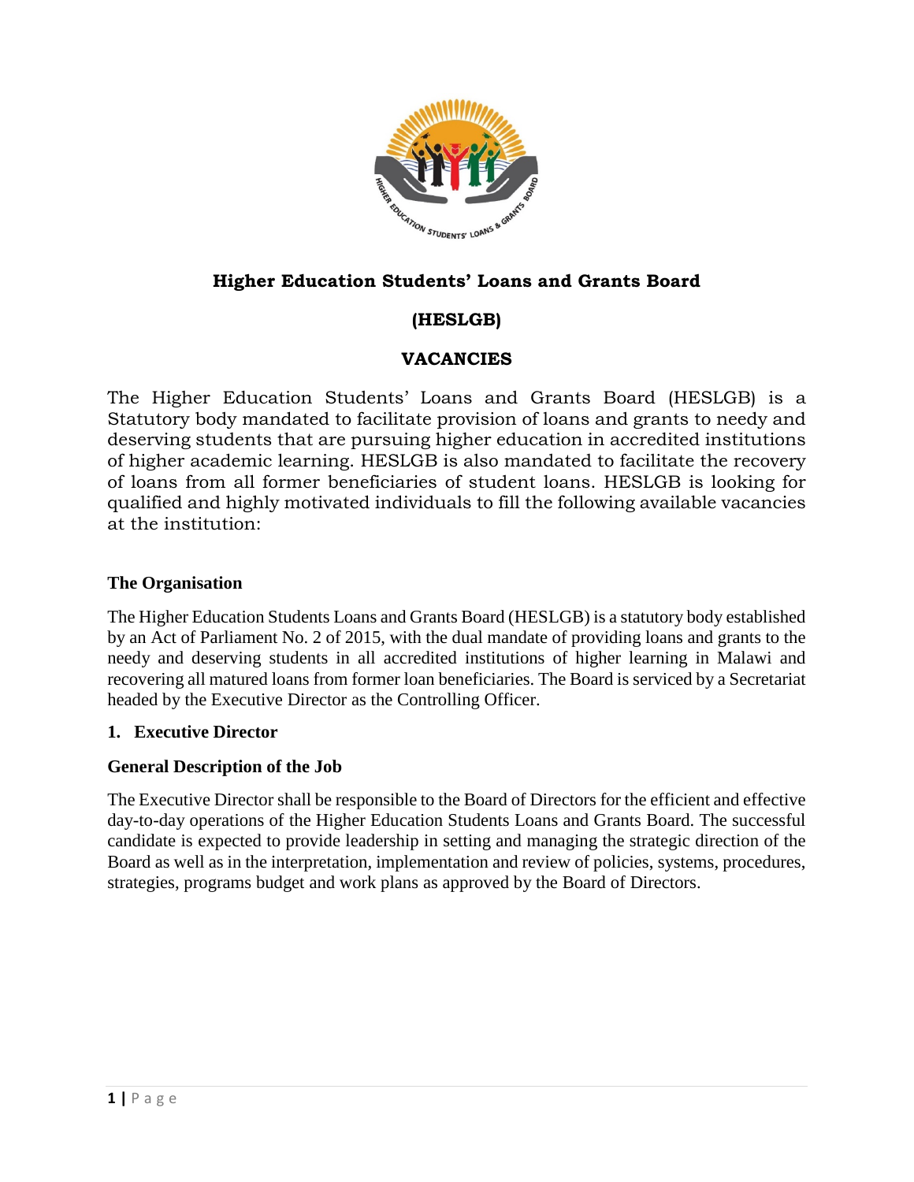# Higher Education Students' Loans and Grants Board

## (HESLGB)

## VACANCIES

The Higher Education Students' Loans and Grants Board (HESLGB) is a Statutory body mandated to facilitate provision of loans and grants to needy and deserving students that are pursuing higher education in accredited institutions of higher academic learning. HESLGB is also mandated to facilitate the recovery of loans from all former beneficiaries of student loans. HESLGB is looking for qualified and highly motivated individuals to fill the following available vacancies at the institution:

### The Organisation

The Higher Education Students Loans and Grants Board (HESLGB) is a statutory body established by an Act of Parliament No. 2 of 2015, with the dual mandate of providing loans and grants to the needy and deserving students in all accredited institutions of higher learning in Malawi and recovering all matured loans from former loan beneficiaries. The Board is serviced by a Secretariat headed by the Executive Director as the Controlling Officer.

### 1. Executive Director

### General Description of the Job

The Executive Director shall be responsible to the Board of Directors for the efficient and effective day-to-day operations of the Higher Education Students Loans and Grants Board. The successful candidate is expected to provide leadership in setting and managing the strategic direction of the Board as well as in the interpretation, implementation and review of policies, systems, procedures, strategies, programs budget and work plans as approved by the Board of Directors.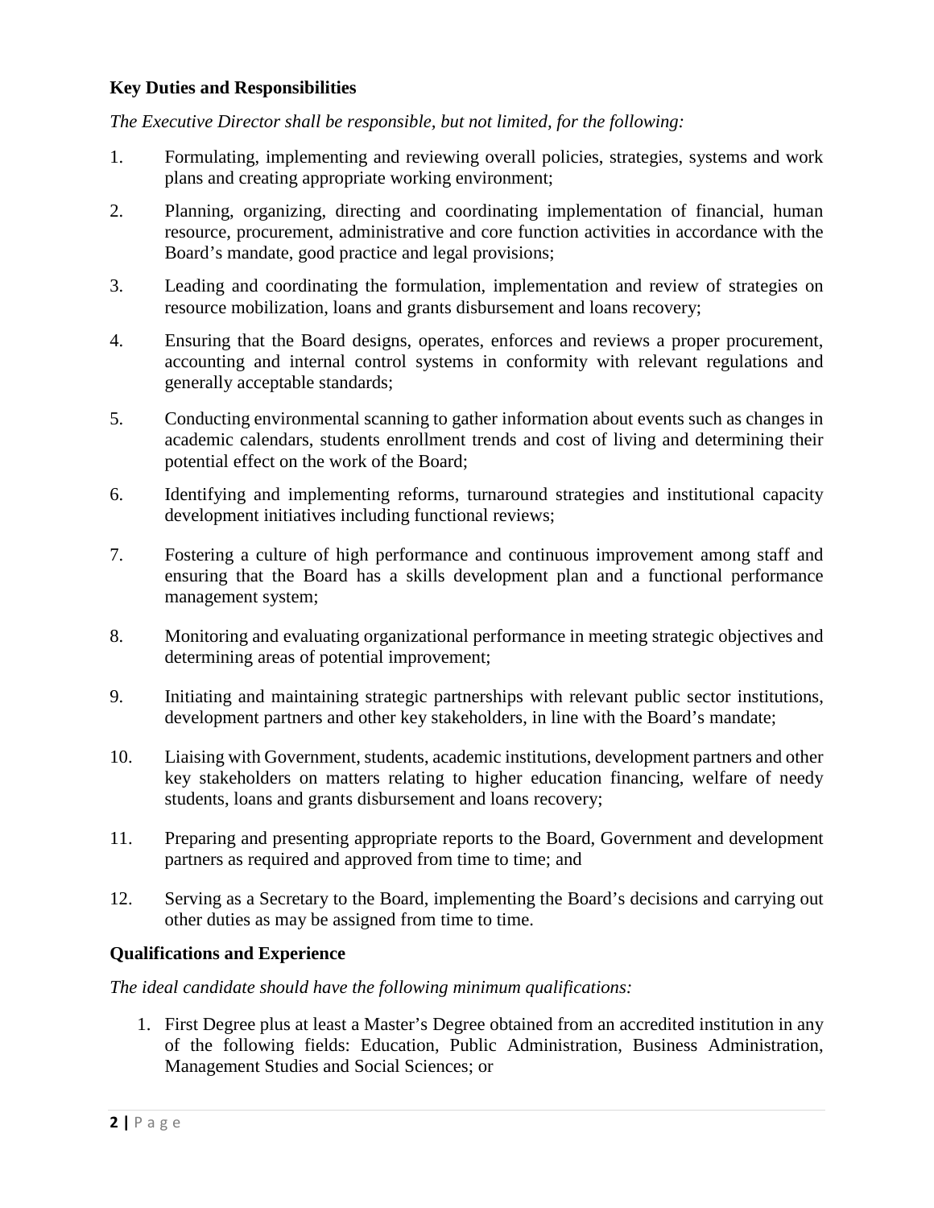**Key Duties and Responsibilities**

*The Executive Director shall be responsible, but not limited, for the following:*

1. Formulating, implementing and reviewing overall policies, strategies, systems and work plans and creating appropriate working environment;
2. Planning, organizing, directing and coordinating implementation of financial, human resource, procurement, administrative and core function activities in accordance with the Board's mandate, good practice and legal provisions;
3. Leading and coordinating the formulation, implementation and review of strategies on resource mobilization, loans and grants disbursement and loans recovery;
4. Ensuring that the Board designs, operates, enforces and reviews a proper procurement, accounting and internal control systems in conformity with relevant regulations and generally acceptable standards;
5. Conducting environmental scanning to gather information about events such as changes in academic calendars, students enrollment trends and cost of living and determining their potential effect on the work of the Board;
6. Identifying and implementing reforms, turnaround strategies and institutional capacity development initiatives including functional reviews;
7. Fostering a culture of high performance and continuous improvement among staff and ensuring that the Board has a skills development plan and a functional performance management system;
8. Monitoring and evaluating organizational performance in meeting strategic objectives and determining areas of potential improvement;
9. Initiating and maintaining strategic partnerships with relevant public sector institutions, development partners and other key stakeholders, in line with the Board's mandate;
10. Liaising with Government, students, academic institutions, development partners and other key stakeholders on matters relating to higher education financing, welfare of needy students, loans and grants disbursement and loans recovery;
11. Preparing and presenting appropriate reports to the Board, Government and development partners as required and approved from time to time; and
12. Serving as a Secretary to the Board, implementing the Board's decisions and carrying out other duties as may be assigned from time to time.

**Qualifications and Experience**

*The ideal candidate should have the following minimum qualifications:*

1. First Degree plus at least a Master's Degree obtained from an accredited institution in any of the following fields: Education, Public Administration, Business Administration, Management Studies and Social Sciences; or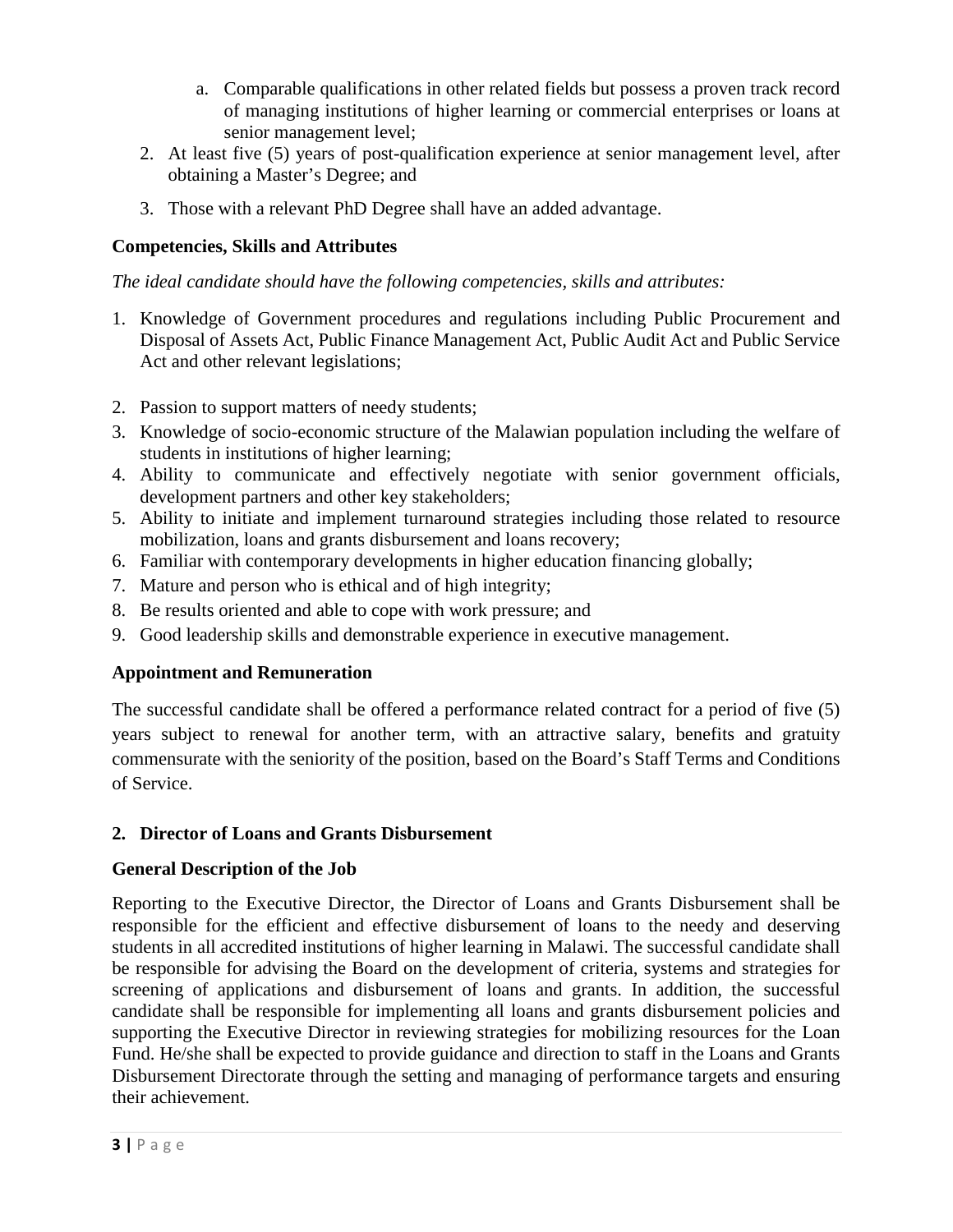a. Comparable qualifications in other related fields but possess a proven track record of managing institutions of higher learning or commercial enterprises or loans at senior management level;

2. At least five (5) years of post-qualification experience at senior management level, after obtaining a Master's Degree; and
3. Those with a relevant PhD Degree shall have an added advantage.

**Competencies, Skills and Attributes**

*The ideal candidate should have the following competencies, skills and attributes:*

1. Knowledge of Government procedures and regulations including Public Procurement and Disposal of Assets Act, Public Finance Management Act, Public Audit Act and Public Service Act and other relevant legislations;
2. Passion to support matters of needy students;
3. Knowledge of socio-economic structure of the Malawian population including the welfare of students in institutions of higher learning;
4. Ability to communicate and effectively negotiate with senior government officials, development partners and other key stakeholders;
5. Ability to initiate and implement turnaround strategies including those related to resource mobilization, loans and grants disbursement and loans recovery;
6. Familiar with contemporary developments in higher education financing globally;
7. Mature and person who is ethical and of high integrity;
8. Be results oriented and able to cope with work pressure; and
9. Good leadership skills and demonstrable experience in executive management.

**Appointment and Remuneration**

The successful candidate shall be offered a performance related contract for a period of five (5) years subject to renewal for another term, with an attractive salary, benefits and gratuity commensurate with the seniority of the position, based on the Board's Staff Terms and Conditions of Service.

**2. Director of Loans and Grants Disbursement**

**General Description of the Job**

Reporting to the Executive Director, the Director of Loans and Grants Disbursement shall be responsible for the efficient and effective disbursement of loans to the needy and deserving students in all accredited institutions of higher learning in Malawi. The successful candidate shall be responsible for advising the Board on the development of criteria, systems and strategies for screening of applications and disbursement of loans and grants. In addition, the successful candidate shall be responsible for implementing all loans and grants disbursement policies and supporting the Executive Director in reviewing strategies for mobilizing resources for the Loan Fund. He/she shall be expected to provide guidance and direction to staff in the Loans and Grants Disbursement Directorate through the setting and managing of performance targets and ensuring their achievement.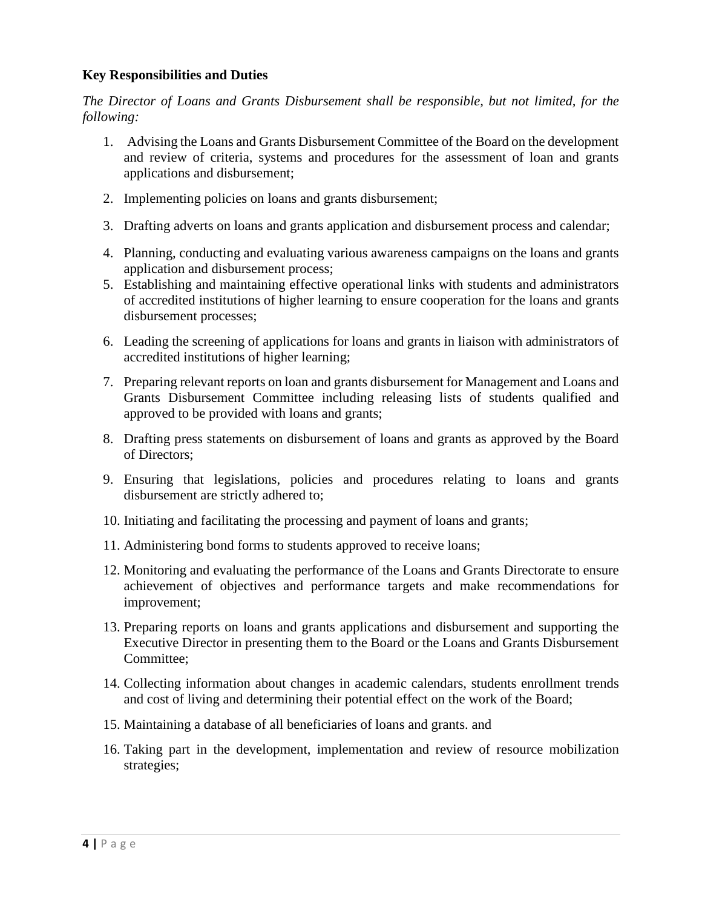**Key Responsibilities and Duties**

*The Director of Loans and Grants Disbursement shall be responsible, but not limited, for the following:*

1. Advising the Loans and Grants Disbursement Committee of the Board on the development and review of criteria, systems and procedures for the assessment of loan and grants applications and disbursement;
2. Implementing policies on loans and grants disbursement;
3. Drafting adverts on loans and grants application and disbursement process and calendar;
4. Planning, conducting and evaluating various awareness campaigns on the loans and grants application and disbursement process;
5. Establishing and maintaining effective operational links with students and administrators of accredited institutions of higher learning to ensure cooperation for the loans and grants disbursement processes;
6. Leading the screening of applications for loans and grants in liaison with administrators of accredited institutions of higher learning;
7. Preparing relevant reports on loan and grants disbursement for Management and Loans and Grants Disbursement Committee including releasing lists of students qualified and approved to be provided with loans and grants;
8. Drafting press statements on disbursement of loans and grants as approved by the Board of Directors;
9. Ensuring that legislations, policies and procedures relating to loans and grants disbursement are strictly adhered to;
10. Initiating and facilitating the processing and payment of loans and grants;
11. Administering bond forms to students approved to receive loans;
12. Monitoring and evaluating the performance of the Loans and Grants Directorate to ensure achievement of objectives and performance targets and make recommendations for improvement;
13. Preparing reports on loans and grants applications and disbursement and supporting the Executive Director in presenting them to the Board or the Loans and Grants Disbursement Committee;
14. Collecting information about changes in academic calendars, students enrollment trends and cost of living and determining their potential effect on the work of the Board;
15. Maintaining a database of all beneficiaries of loans and grants. and
16. Taking part in the development, implementation and review of resource mobilization strategies;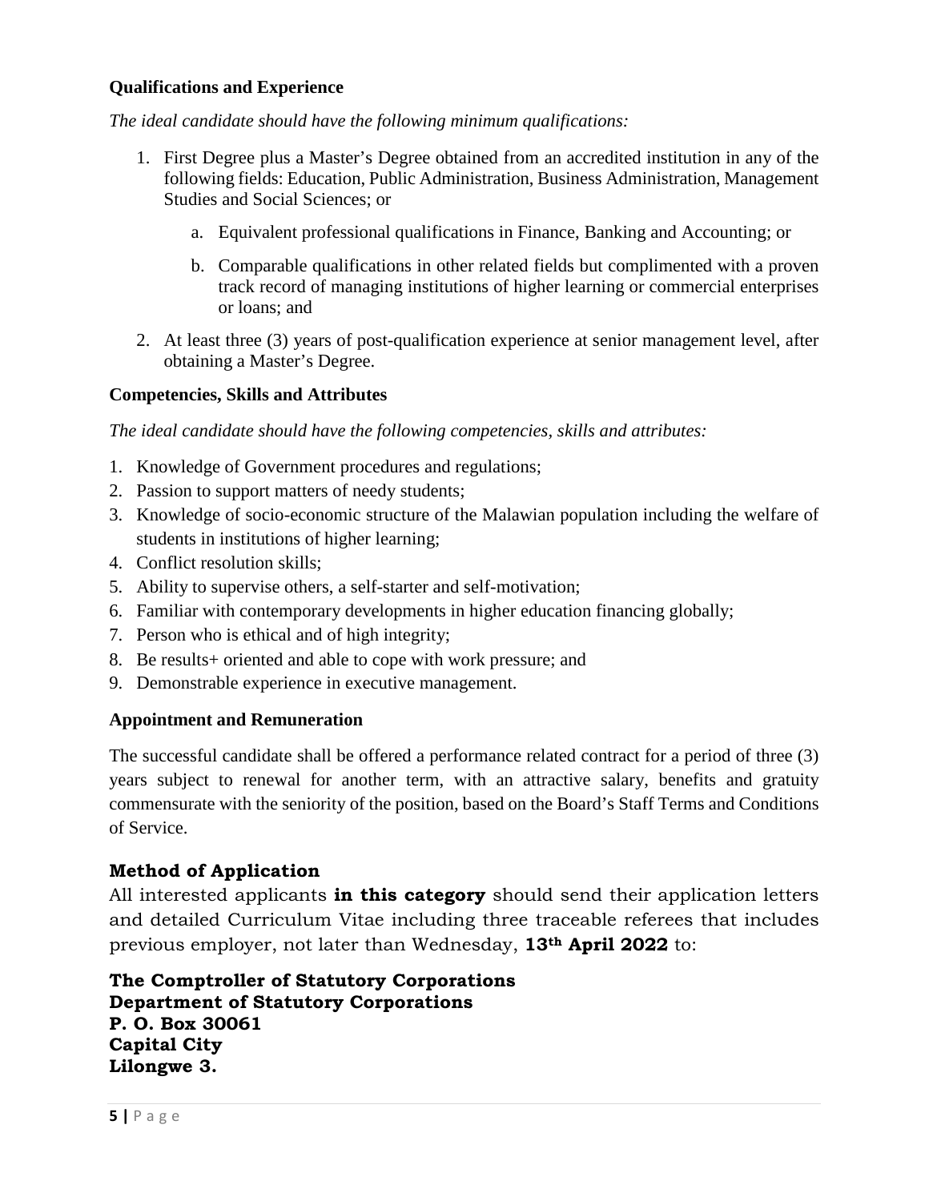**Qualifications and Experience**

*The ideal candidate should have the following minimum qualifications:*

1. First Degree plus a Master's Degree obtained from an accredited institution in any of the following fields: Education, Public Administration, Business Administration, Management Studies and Social Sciences; or

    a. Equivalent professional qualifications in Finance, Banking and Accounting; or

    b. Comparable qualifications in other related fields but complimented with a proven track record of managing institutions of higher learning or commercial enterprises or loans; and

2. At least three (3) years of post-qualification experience at senior management level, after obtaining a Master's Degree.

**Competencies, Skills and Attributes**

*The ideal candidate should have the following competencies, skills and attributes:*

1. Knowledge of Government procedures and regulations;
2. Passion to support matters of needy students;
3. Knowledge of socio-economic structure of the Malawian population including the welfare of students in institutions of higher learning;
4. Conflict resolution skills;
5. Ability to supervise others, a self-starter and self-motivation;
6. Familiar with contemporary developments in higher education financing globally;
7. Person who is ethical and of high integrity;
8. Be results+ oriented and able to cope with work pressure; and
9. Demonstrable experience in executive management.

**Appointment and Remuneration**

The successful candidate shall be offered a performance related contract for a period of three (3) years subject to renewal for another term, with an attractive salary, benefits and gratuity commensurate with the seniority of the position, based on the Board's Staff Terms and Conditions of Service.

**Method of Application**

All interested applicants **in this category** should send their application letters and detailed Curriculum Vitae including three traceable referees that includes previous employer, not later than Wednesday, **13th April 2022** to:

**The Comptroller of Statutory Corporations**
**Department of Statutory Corporations**
**P. O. Box 30061**
**Capital City**
**Lilongwe 3.**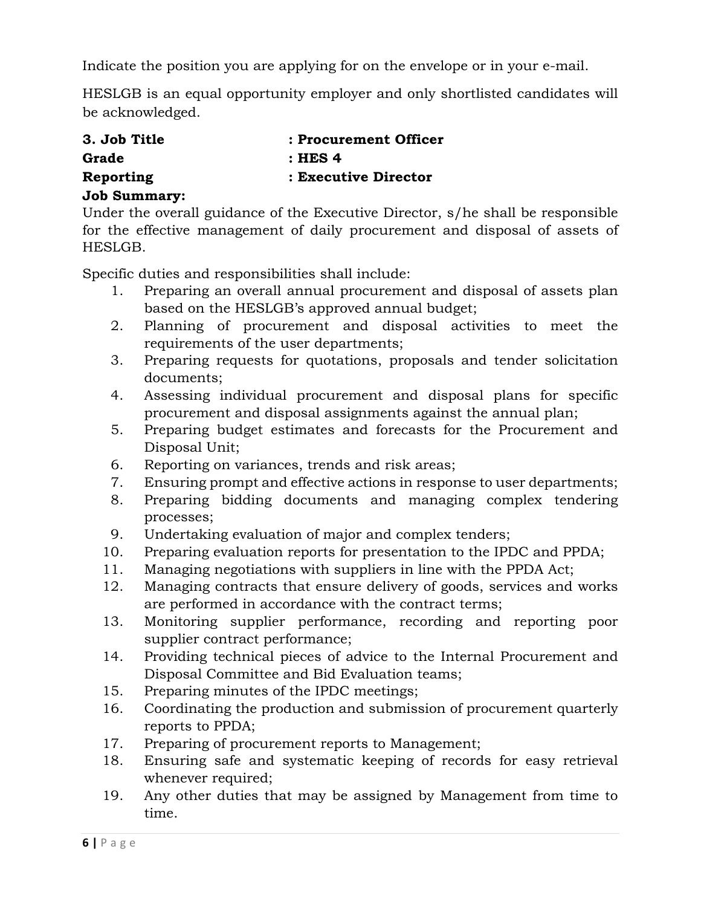Indicate the position you are applying for on the envelope or in your e-mail.

HESLGB is an equal opportunity employer and only shortlisted candidates will be acknowledged.

**3. Job Title : Procurement Officer**
**Grade : HES 4**
**Reporting : Executive Director**

**Job Summary:**

Under the overall guidance of the Executive Director, s/he shall be responsible for the effective management of daily procurement and disposal of assets of HESLGB.

Specific duties and responsibilities shall include:

1. Preparing an overall annual procurement and disposal of assets plan based on the HESLGB's approved annual budget;
2. Planning of procurement and disposal activities to meet the requirements of the user departments;
3. Preparing requests for quotations, proposals and tender solicitation documents;
4. Assessing individual procurement and disposal plans for specific procurement and disposal assignments against the annual plan;
5. Preparing budget estimates and forecasts for the Procurement and Disposal Unit;
6. Reporting on variances, trends and risk areas;
7. Ensuring prompt and effective actions in response to user departments;
8. Preparing bidding documents and managing complex tendering processes;
9. Undertaking evaluation of major and complex tenders;
10. Preparing evaluation reports for presentation to the IPDC and PPDA;
11. Managing negotiations with suppliers in line with the PPDA Act;
12. Managing contracts that ensure delivery of goods, services and works are performed in accordance with the contract terms;
13. Monitoring supplier performance, recording and reporting poor supplier contract performance;
14. Providing technical pieces of advice to the Internal Procurement and Disposal Committee and Bid Evaluation teams;
15. Preparing minutes of the IPDC meetings;
16. Coordinating the production and submission of procurement quarterly reports to PPDA;
17. Preparing of procurement reports to Management;
18. Ensuring safe and systematic keeping of records for easy retrieval whenever required;
19. Any other duties that may be assigned by Management from time to time.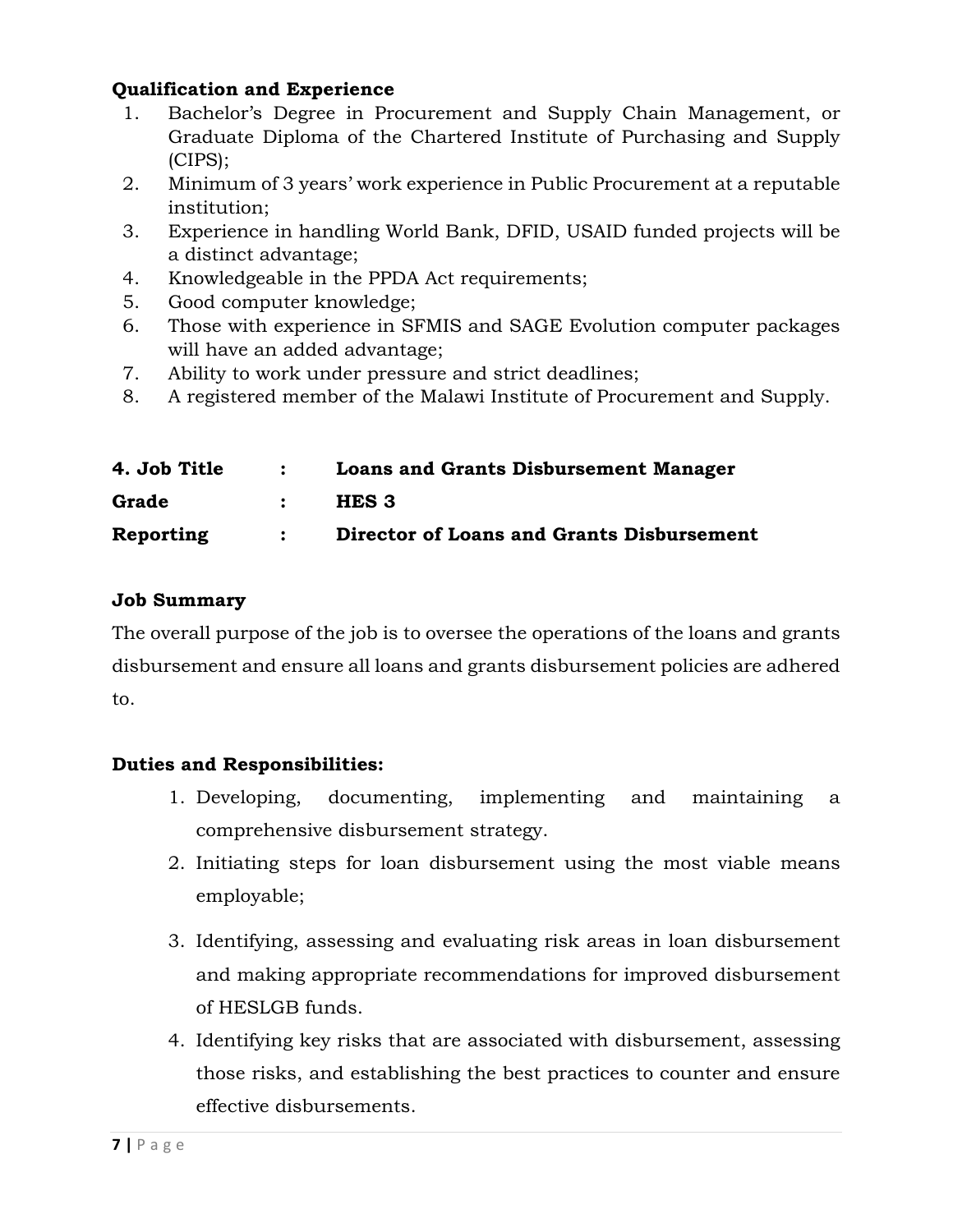**Qualification and Experience**

1. Bachelor's Degree in Procurement and Supply Chain Management, or Graduate Diploma of the Chartered Institute of Purchasing and Supply (CIPS);
2. Minimum of 3 years' work experience in Public Procurement at a reputable institution;
3. Experience in handling World Bank, DFID, USAID funded projects will be a distinct advantage;
4. Knowledgeable in the PPDA Act requirements;
5. Good computer knowledge;
6. Those with experience in SFMIS and SAGE Evolution computer packages will have an added advantage;
7. Ability to work under pressure and strict deadlines;
8. A registered member of the Malawi Institute of Procurement and Supply.

| **4. Job Title** | **:** | **Loans and Grants Disbursement Manager** |
|---|---|---|
| **Grade** | **:** | **HES 3** |
| **Reporting** | **:** | **Director of Loans and Grants Disbursement** |

**Job Summary**

The overall purpose of the job is to oversee the operations of the loans and grants disbursement and ensure all loans and grants disbursement policies are adhered to.

**Duties and Responsibilities:**

1. Developing, documenting, implementing and maintaining a comprehensive disbursement strategy.
2. Initiating steps for loan disbursement using the most viable means employable;
3. Identifying, assessing and evaluating risk areas in loan disbursement and making appropriate recommendations for improved disbursement of HESLGB funds.
4. Identifying key risks that are associated with disbursement, assessing those risks, and establishing the best practices to counter and ensure effective disbursements.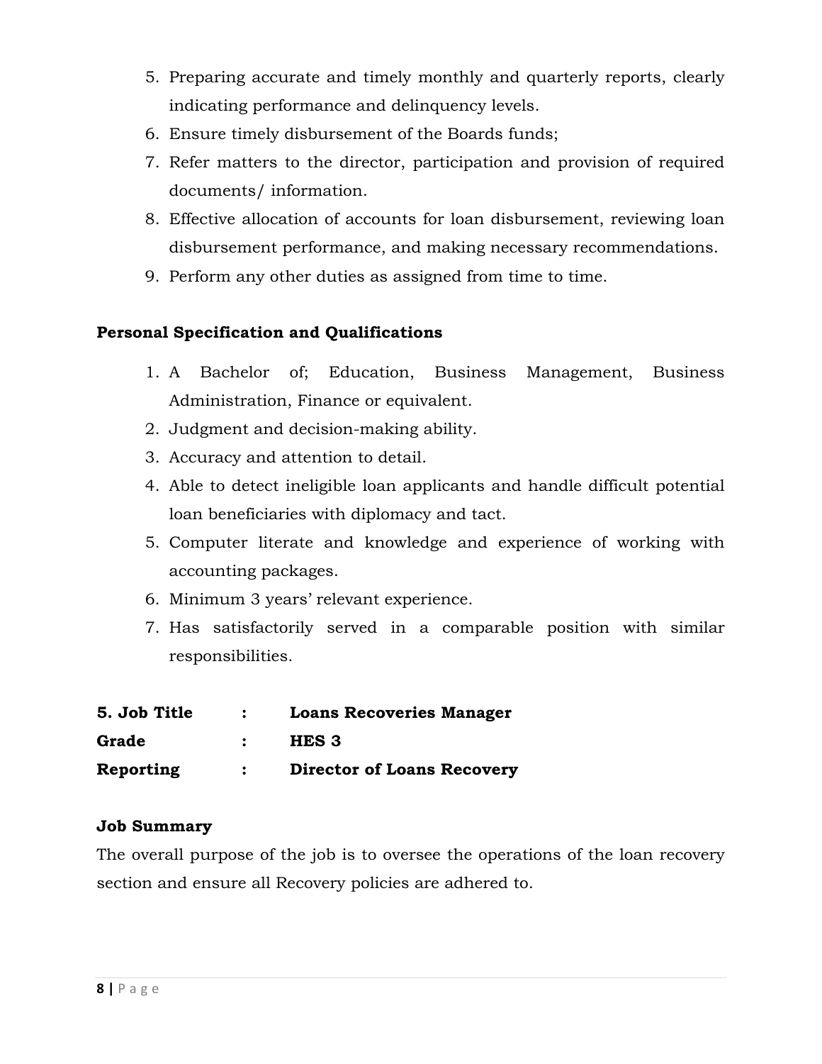5. Preparing accurate and timely monthly and quarterly reports, clearly indicating performance and delinquency levels.
6. Ensure timely disbursement of the Boards funds;
7. Refer matters to the director, participation and provision of required documents/ information.
8. Effective allocation of accounts for loan disbursement, reviewing loan disbursement performance, and making necessary recommendations.
9. Perform any other duties as assigned from time to time.

**Personal Specification and Qualifications**

1. A Bachelor of; Education, Business Management, Business Administration, Finance or equivalent.
2. Judgment and decision-making ability.
3. Accuracy and attention to detail.
4. Able to detect ineligible loan applicants and handle difficult potential loan beneficiaries with diplomacy and tact.
5. Computer literate and knowledge and experience of working with accounting packages.
6. Minimum 3 years' relevant experience.
7. Has satisfactorily served in a comparable position with similar responsibilities.

**5. Job Title : Loans Recoveries Manager**
**Grade : HES 3**
**Reporting : Director of Loans Recovery**

**Job Summary**

The overall purpose of the job is to oversee the operations of the loan recovery section and ensure all Recovery policies are adhered to.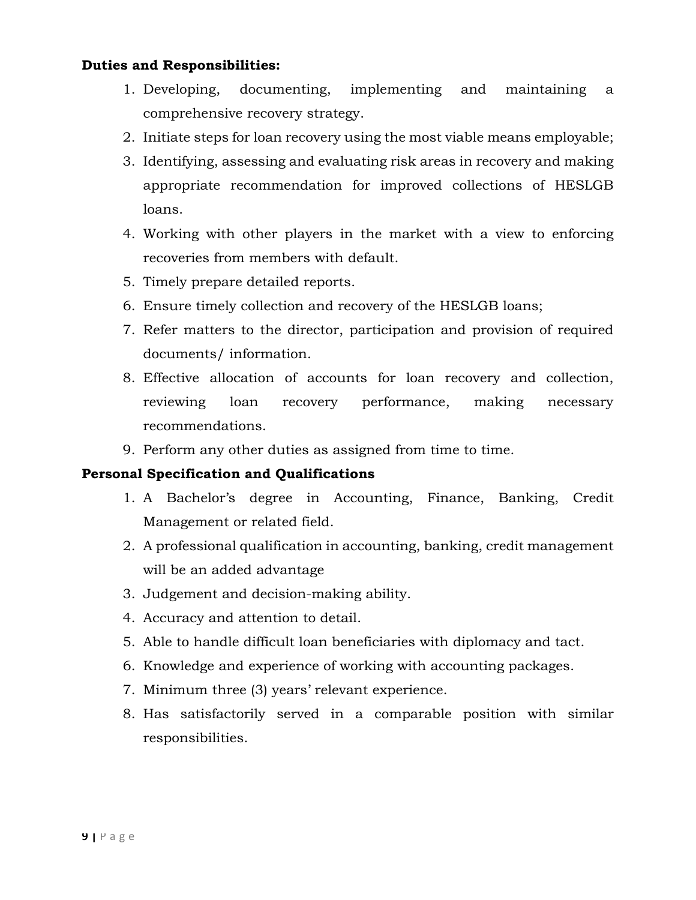**Duties and Responsibilities:**

1. Developing, documenting, implementing and maintaining a comprehensive recovery strategy.
2. Initiate steps for loan recovery using the most viable means employable;
3. Identifying, assessing and evaluating risk areas in recovery and making appropriate recommendation for improved collections of HESLGB loans.
4. Working with other players in the market with a view to enforcing recoveries from members with default.
5. Timely prepare detailed reports.
6. Ensure timely collection and recovery of the HESLGB loans;
7. Refer matters to the director, participation and provision of required documents/ information.
8. Effective allocation of accounts for loan recovery and collection, reviewing loan recovery performance, making necessary recommendations.
9. Perform any other duties as assigned from time to time.

**Personal Specification and Qualifications**

1. A Bachelor's degree in Accounting, Finance, Banking, Credit Management or related field.
2. A professional qualification in accounting, banking, credit management will be an added advantage
3. Judgement and decision-making ability.
4. Accuracy and attention to detail.
5. Able to handle difficult loan beneficiaries with diplomacy and tact.
6. Knowledge and experience of working with accounting packages.
7. Minimum three (3) years' relevant experience.
8. Has satisfactorily served in a comparable position with similar responsibilities.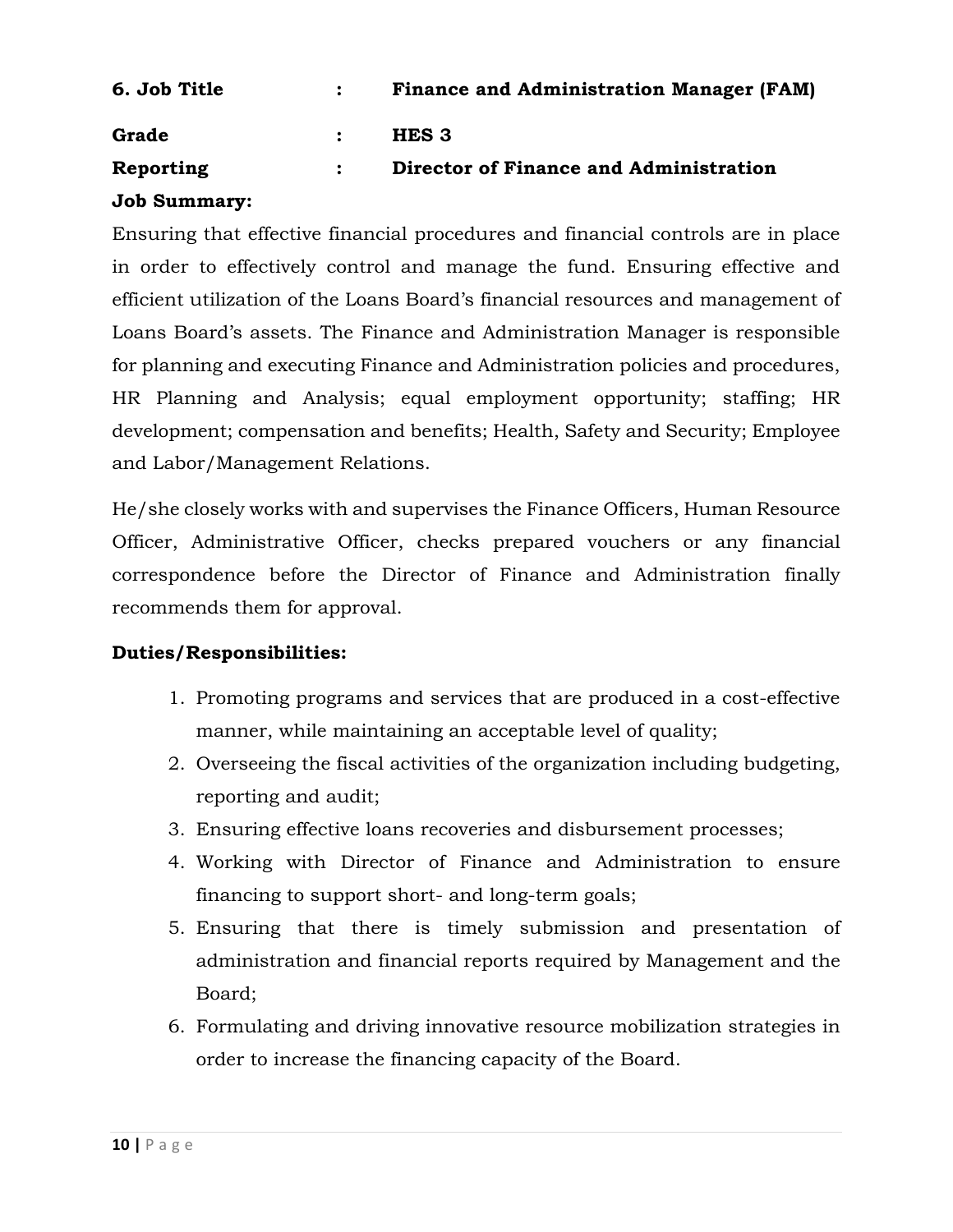**6. Job Title : Finance and Administration Manager (FAM)**

**Grade : HES 3**

**Reporting : Director of Finance and Administration**

**Job Summary:**

Ensuring that effective financial procedures and financial controls are in place in order to effectively control and manage the fund. Ensuring effective and efficient utilization of the Loans Board's financial resources and management of Loans Board's assets. The Finance and Administration Manager is responsible for planning and executing Finance and Administration policies and procedures, HR Planning and Analysis; equal employment opportunity; staffing; HR development; compensation and benefits; Health, Safety and Security; Employee and Labor/Management Relations.

He/she closely works with and supervises the Finance Officers, Human Resource Officer, Administrative Officer, checks prepared vouchers or any financial correspondence before the Director of Finance and Administration finally recommends them for approval.

**Duties/Responsibilities:**

1. Promoting programs and services that are produced in a cost-effective manner, while maintaining an acceptable level of quality;
2. Overseeing the fiscal activities of the organization including budgeting, reporting and audit;
3. Ensuring effective loans recoveries and disbursement processes;
4. Working with Director of Finance and Administration to ensure financing to support short- and long-term goals;
5. Ensuring that there is timely submission and presentation of administration and financial reports required by Management and the Board;
6. Formulating and driving innovative resource mobilization strategies in order to increase the financing capacity of the Board.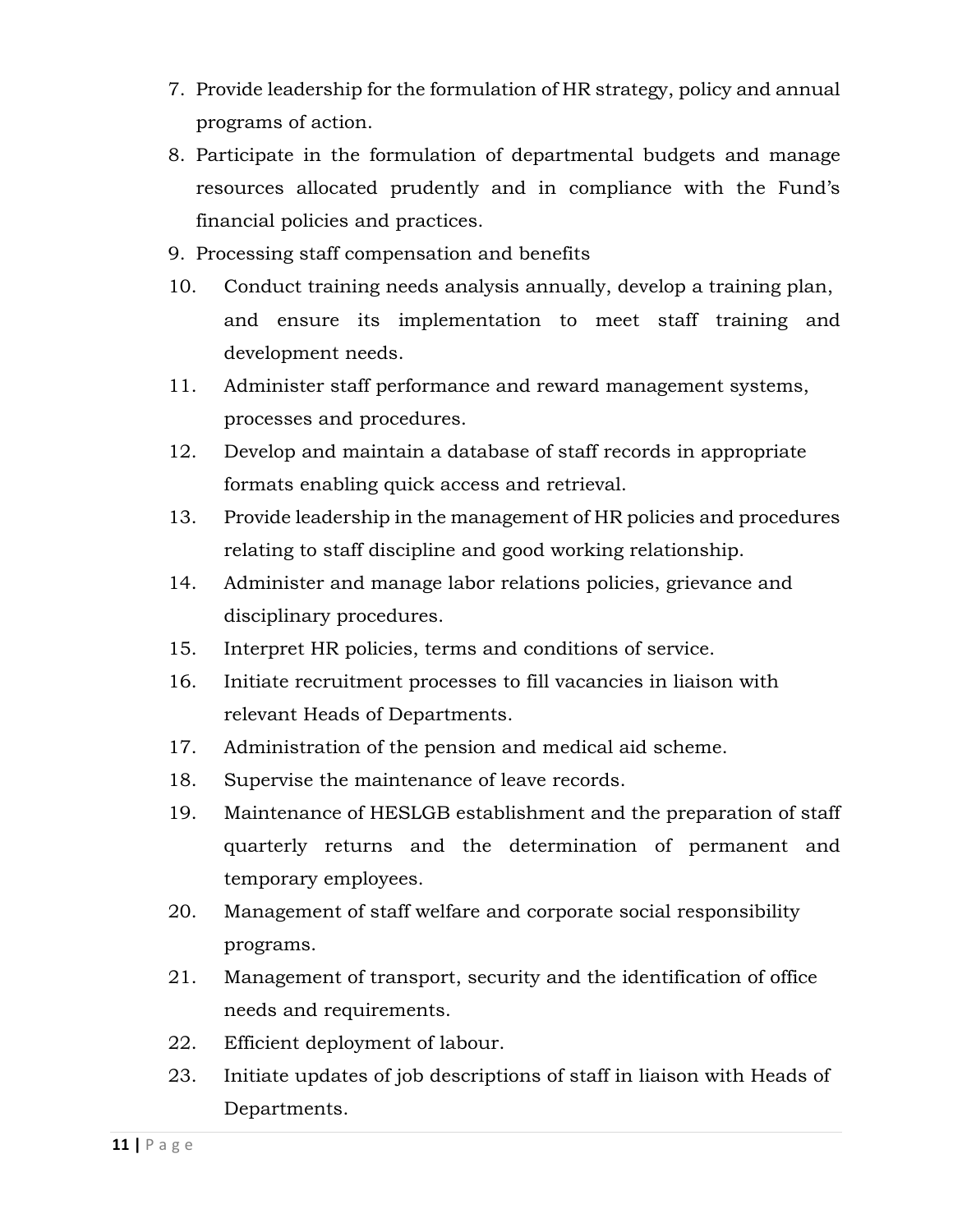7. Provide leadership for the formulation of HR strategy, policy and annual programs of action.
8. Participate in the formulation of departmental budgets and manage resources allocated prudently and in compliance with the Fund's financial policies and practices.
9. Processing staff compensation and benefits
10. Conduct training needs analysis annually, develop a training plan, and ensure its implementation to meet staff training and development needs.
11. Administer staff performance and reward management systems, processes and procedures.
12. Develop and maintain a database of staff records in appropriate formats enabling quick access and retrieval.
13. Provide leadership in the management of HR policies and procedures relating to staff discipline and good working relationship.
14. Administer and manage labor relations policies, grievance and disciplinary procedures.
15. Interpret HR policies, terms and conditions of service.
16. Initiate recruitment processes to fill vacancies in liaison with relevant Heads of Departments.
17. Administration of the pension and medical aid scheme.
18. Supervise the maintenance of leave records.
19. Maintenance of HESLGB establishment and the preparation of staff quarterly returns and the determination of permanent and temporary employees.
20. Management of staff welfare and corporate social responsibility programs.
21. Management of transport, security and the identification of office needs and requirements.
22. Efficient deployment of labour.
23. Initiate updates of job descriptions of staff in liaison with Heads of Departments.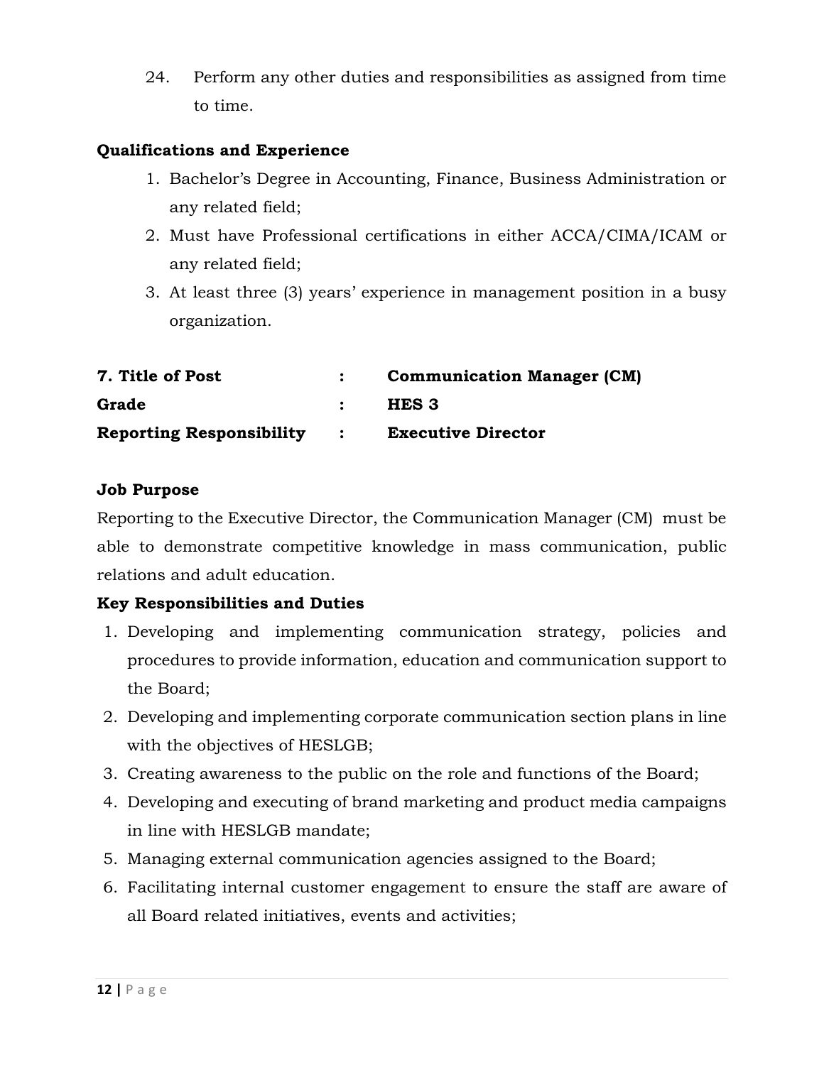24. Perform any other duties and responsibilities as assigned from time to time.

**Qualifications and Experience**

1. Bachelor's Degree in Accounting, Finance, Business Administration or any related field;
2. Must have Professional certifications in either ACCA/CIMA/ICAM or any related field;
3. At least three (3) years' experience in management position in a busy organization.

| | | |
|---|---|---|
| **7. Title of Post** | **:** | **Communication Manager (CM)** |
| **Grade** | **:** | **HES 3** |
| **Reporting Responsibility** | **:** | **Executive Director** |

**Job Purpose**

Reporting to the Executive Director, the Communication Manager (CM) must be able to demonstrate competitive knowledge in mass communication, public relations and adult education.

**Key Responsibilities and Duties**

1. Developing and implementing communication strategy, policies and procedures to provide information, education and communication support to the Board;
2. Developing and implementing corporate communication section plans in line with the objectives of HESLGB;
3. Creating awareness to the public on the role and functions of the Board;
4. Developing and executing of brand marketing and product media campaigns in line with HESLGB mandate;
5. Managing external communication agencies assigned to the Board;
6. Facilitating internal customer engagement to ensure the staff are aware of all Board related initiatives, events and activities;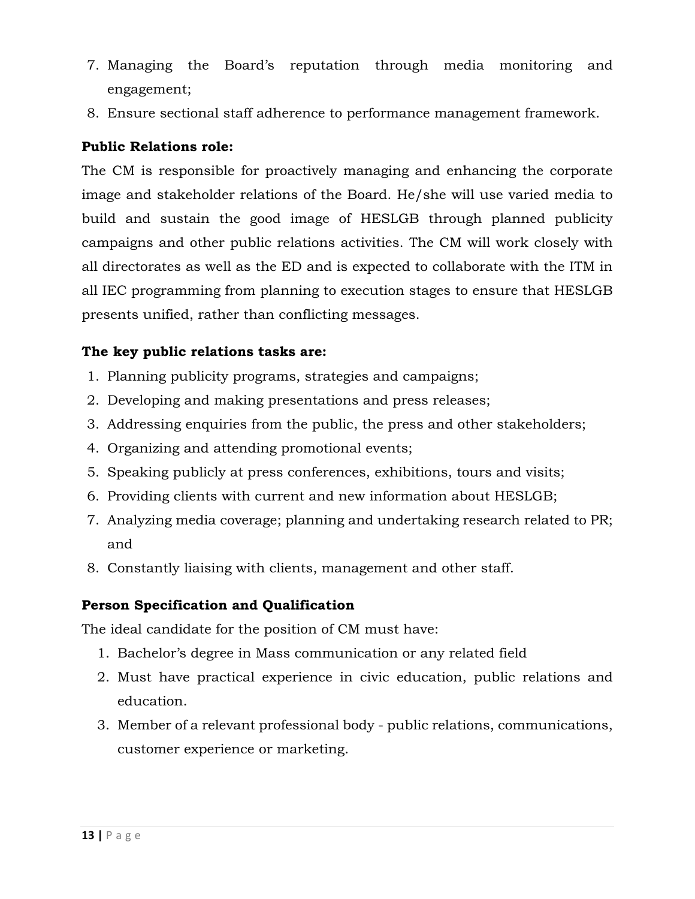7. Managing the Board's reputation through media monitoring and engagement;
8. Ensure sectional staff adherence to performance management framework.

**Public Relations role:**

The CM is responsible for proactively managing and enhancing the corporate image and stakeholder relations of the Board. He/she will use varied media to build and sustain the good image of HESLGB through planned publicity campaigns and other public relations activities. The CM will work closely with all directorates as well as the ED and is expected to collaborate with the ITM in all IEC programming from planning to execution stages to ensure that HESLGB presents unified, rather than conflicting messages.

**The key public relations tasks are:**

1. Planning publicity programs, strategies and campaigns;
2. Developing and making presentations and press releases;
3. Addressing enquiries from the public, the press and other stakeholders;
4. Organizing and attending promotional events;
5. Speaking publicly at press conferences, exhibitions, tours and visits;
6. Providing clients with current and new information about HESLGB;
7. Analyzing media coverage; planning and undertaking research related to PR; and
8. Constantly liaising with clients, management and other staff.

**Person Specification and Qualification**

The ideal candidate for the position of CM must have:

1. Bachelor's degree in Mass communication or any related field
2. Must have practical experience in civic education, public relations and education.
3. Member of a relevant professional body - public relations, communications, customer experience or marketing.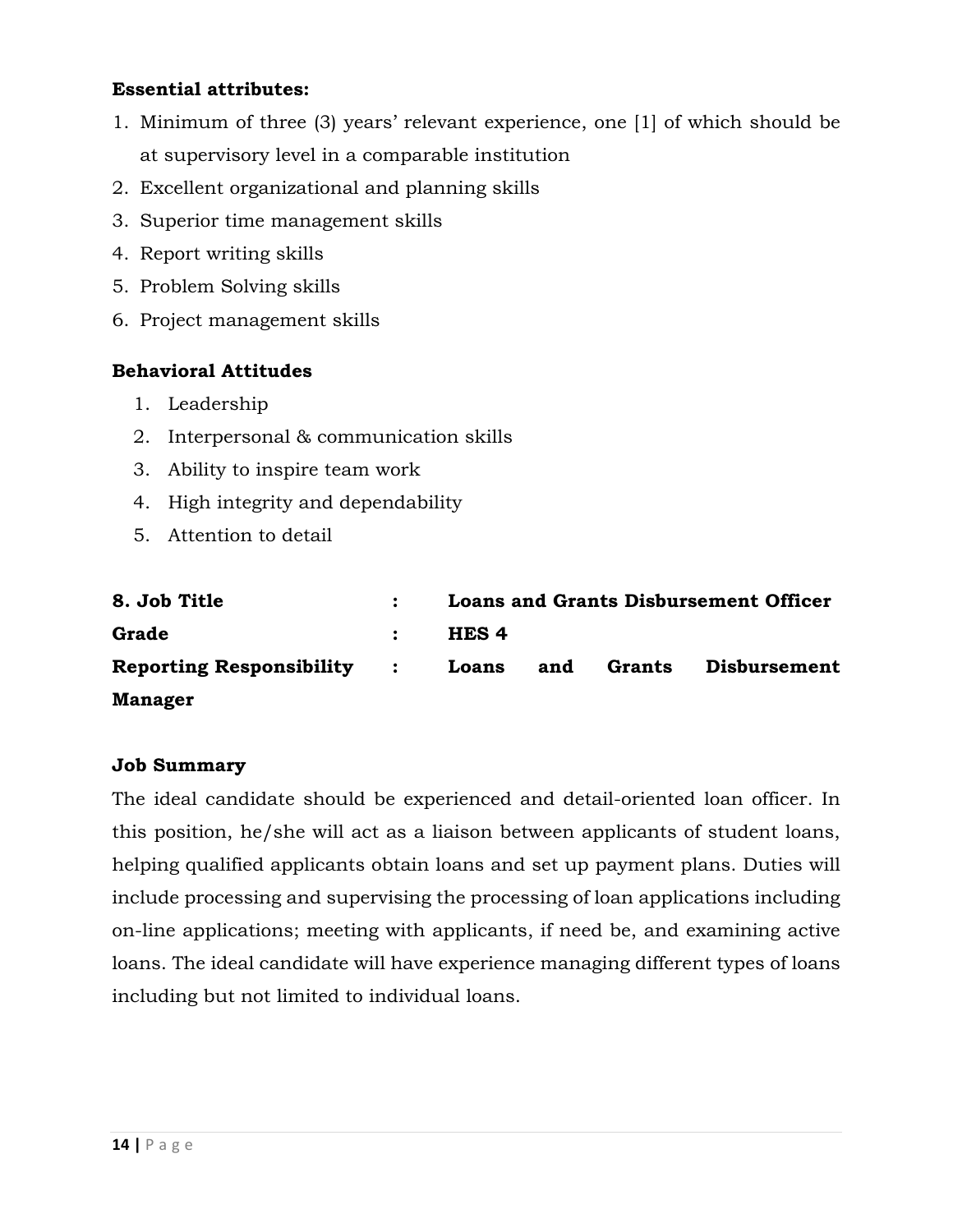**Essential attributes:**

1. Minimum of three (3) years' relevant experience, one [1] of which should be at supervisory level in a comparable institution
2. Excellent organizational and planning skills
3. Superior time management skills
4. Report writing skills
5. Problem Solving skills
6. Project management skills

**Behavioral Attitudes**

1. Leadership
2. Interpersonal & communication skills
3. Ability to inspire team work
4. High integrity and dependability
5. Attention to detail

**8. Job Title : Loans and Grants Disbursement Officer**

**Grade : HES 4**

**Reporting Responsibility : Loans and Grants Disbursement Manager**

**Job Summary**

The ideal candidate should be experienced and detail-oriented loan officer. In this position, he/she will act as a liaison between applicants of student loans, helping qualified applicants obtain loans and set up payment plans. Duties will include processing and supervising the processing of loan applications including on-line applications; meeting with applicants, if need be, and examining active loans. The ideal candidate will have experience managing different types of loans including but not limited to individual loans.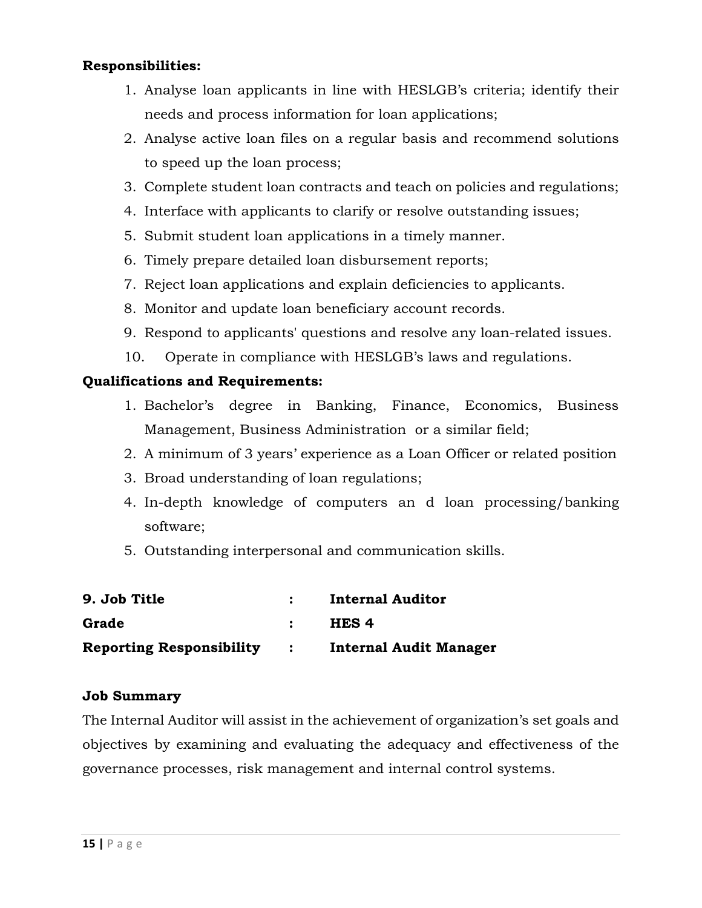**Responsibilities:**

1. Analyse loan applicants in line with HESLGB's criteria; identify their needs and process information for loan applications;
2. Analyse active loan files on a regular basis and recommend solutions to speed up the loan process;
3. Complete student loan contracts and teach on policies and regulations;
4. Interface with applicants to clarify or resolve outstanding issues;
5. Submit student loan applications in a timely manner.
6. Timely prepare detailed loan disbursement reports;
7. Reject loan applications and explain deficiencies to applicants.
8. Monitor and update loan beneficiary account records.
9. Respond to applicants' questions and resolve any loan-related issues.
10. Operate in compliance with HESLGB's laws and regulations.

**Qualifications and Requirements:**

1. Bachelor's degree in Banking, Finance, Economics, Business Management, Business Administration or a similar field;
2. A minimum of 3 years' experience as a Loan Officer or related position
3. Broad understanding of loan regulations;
4. In-depth knowledge of computers an d loan processing/banking software;
5. Outstanding interpersonal and communication skills.

**9. Job Title : Internal Auditor**
**Grade : HES 4**
**Reporting Responsibility : Internal Audit Manager**

**Job Summary**

The Internal Auditor will assist in the achievement of organization's set goals and objectives by examining and evaluating the adequacy and effectiveness of the governance processes, risk management and internal control systems.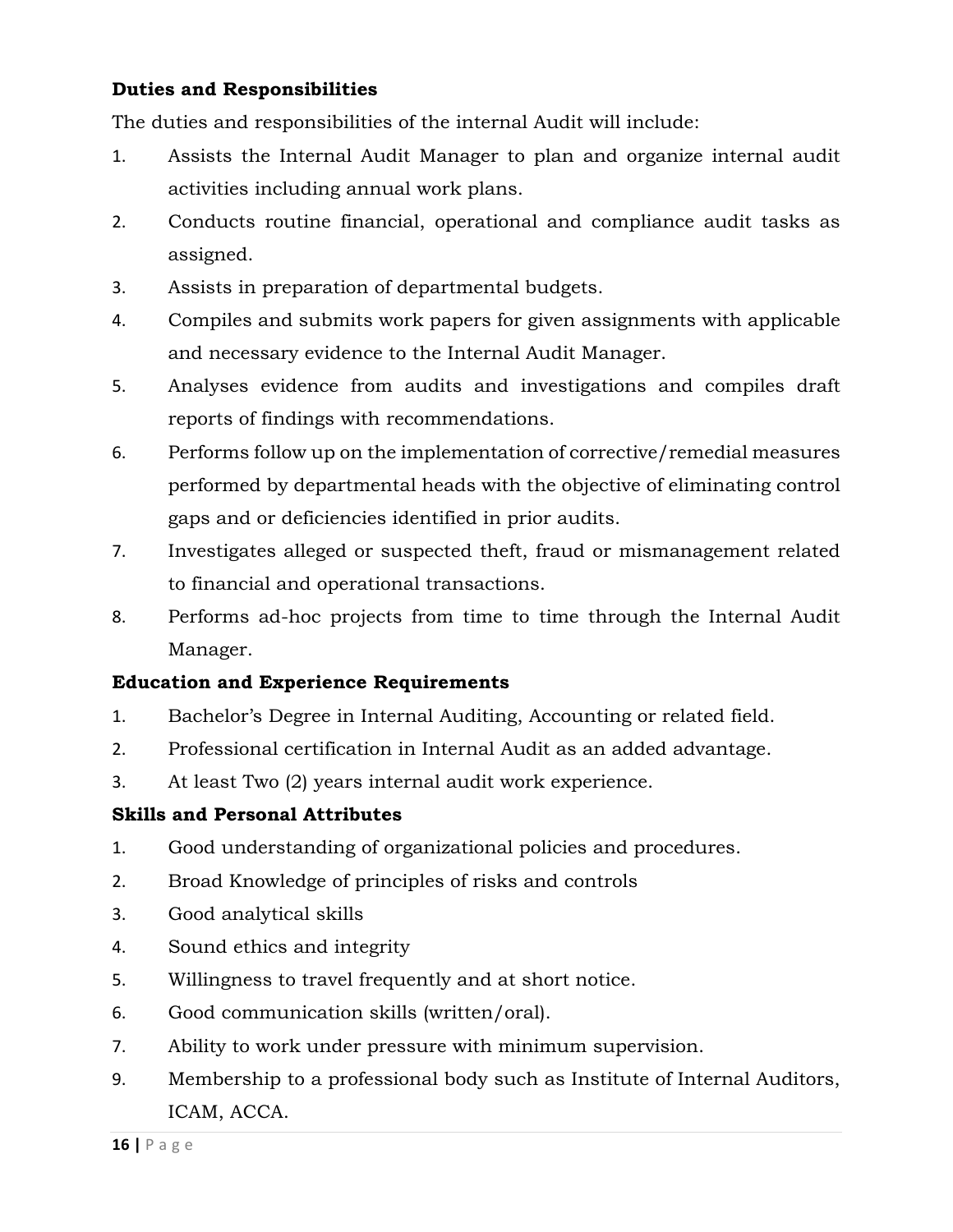**Duties and Responsibilities**

The duties and responsibilities of the internal Audit will include:

1. Assists the Internal Audit Manager to plan and organize internal audit activities including annual work plans.
2. Conducts routine financial, operational and compliance audit tasks as assigned.
3. Assists in preparation of departmental budgets.
4. Compiles and submits work papers for given assignments with applicable and necessary evidence to the Internal Audit Manager.
5. Analyses evidence from audits and investigations and compiles draft reports of findings with recommendations.
6. Performs follow up on the implementation of corrective/remedial measures performed by departmental heads with the objective of eliminating control gaps and or deficiencies identified in prior audits.
7. Investigates alleged or suspected theft, fraud or mismanagement related to financial and operational transactions.
8. Performs ad-hoc projects from time to time through the Internal Audit Manager.

**Education and Experience Requirements**

1. Bachelor's Degree in Internal Auditing, Accounting or related field.
2. Professional certification in Internal Audit as an added advantage.
3. At least Two (2) years internal audit work experience.

**Skills and Personal Attributes**

1. Good understanding of organizational policies and procedures.
2. Broad Knowledge of principles of risks and controls
3. Good analytical skills
4. Sound ethics and integrity
5. Willingness to travel frequently and at short notice.
6. Good communication skills (written/oral).
7. Ability to work under pressure with minimum supervision.

9. Membership to a professional body such as Institute of Internal Auditors, ICAM, ACCA.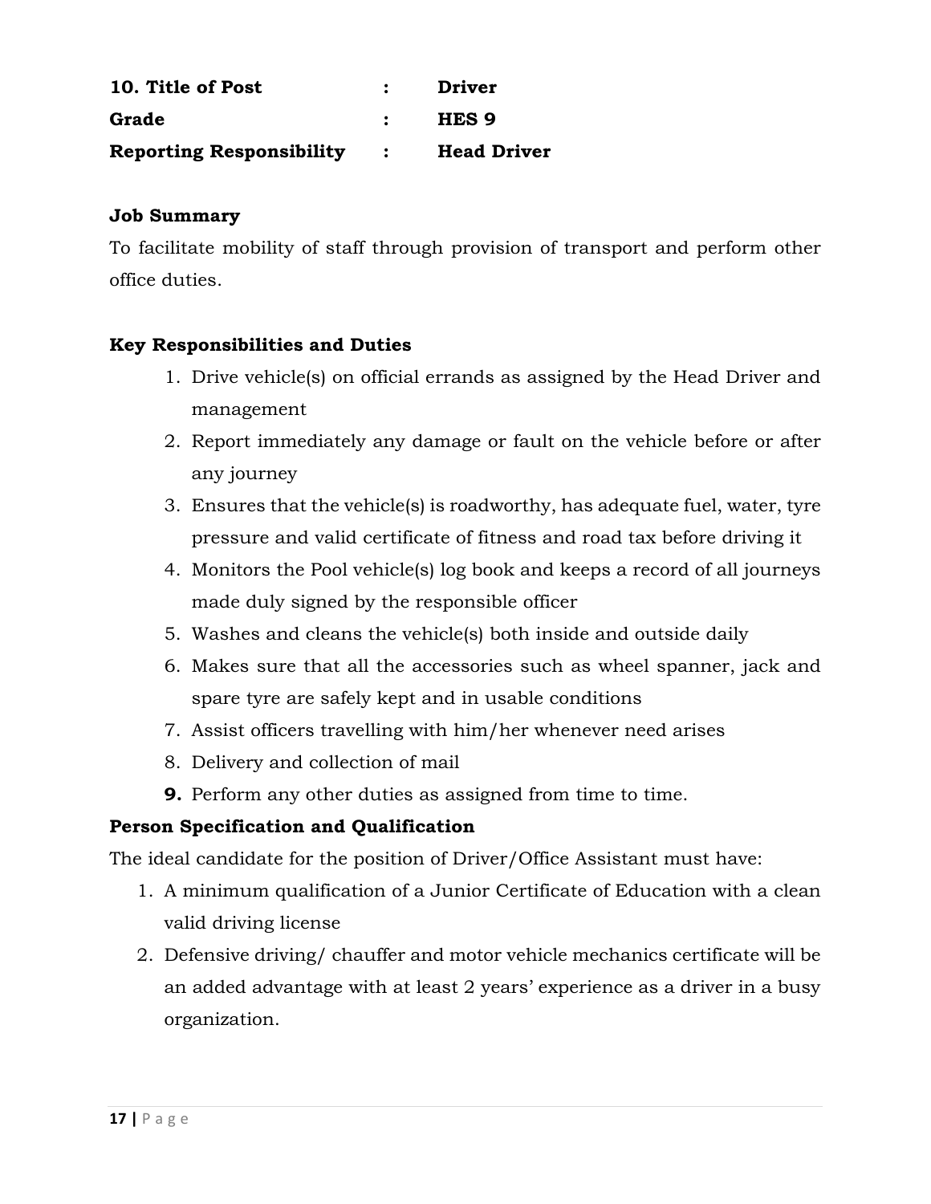**10. Title of Post : Driver**

**Grade : HES 9**

**Reporting Responsibility : Head Driver**

**Job Summary**

To facilitate mobility of staff through provision of transport and perform other office duties.

**Key Responsibilities and Duties**

1. Drive vehicle(s) on official errands as assigned by the Head Driver and management
2. Report immediately any damage or fault on the vehicle before or after any journey
3. Ensures that the vehicle(s) is roadworthy, has adequate fuel, water, tyre pressure and valid certificate of fitness and road tax before driving it
4. Monitors the Pool vehicle(s) log book and keeps a record of all journeys made duly signed by the responsible officer
5. Washes and cleans the vehicle(s) both inside and outside daily
6. Makes sure that all the accessories such as wheel spanner, jack and spare tyre are safely kept and in usable conditions
7. Assist officers travelling with him/her whenever need arises
8. Delivery and collection of mail
9. Perform any other duties as assigned from time to time.

**Person Specification and Qualification**

The ideal candidate for the position of Driver/Office Assistant must have:

1. A minimum qualification of a Junior Certificate of Education with a clean valid driving license
2. Defensive driving/ chauffer and motor vehicle mechanics certificate will be an added advantage with at least 2 years' experience as a driver in a busy organization.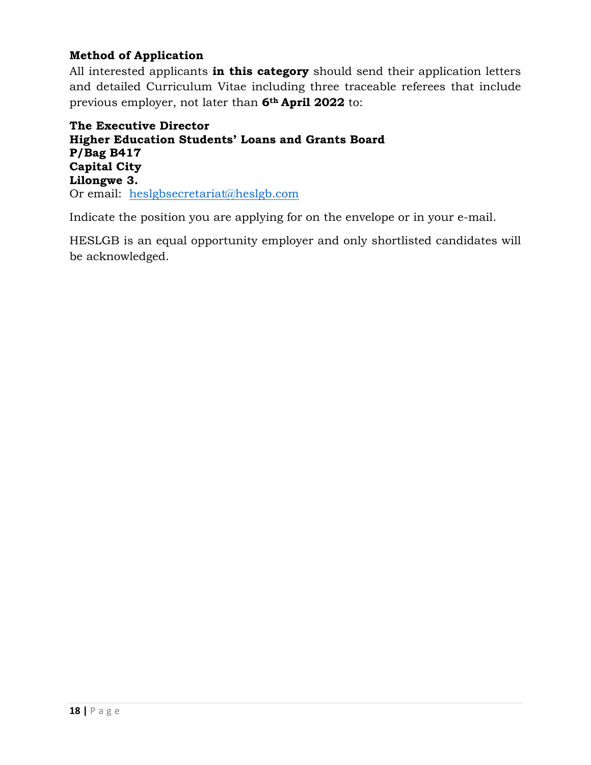**Method of Application**

All interested applicants **in this category** should send their application letters and detailed Curriculum Vitae including three traceable referees that include previous employer, not later than **6th April 2022** to:

**The Executive Director**
**Higher Education Students' Loans and Grants Board**
**P/Bag B417**
**Capital City**
**Lilongwe 3.**
Or email: heslgbsecretariat@heslgb.com

Indicate the position you are applying for on the envelope or in your e-mail.

HESLGB is an equal opportunity employer and only shortlisted candidates will be acknowledged.